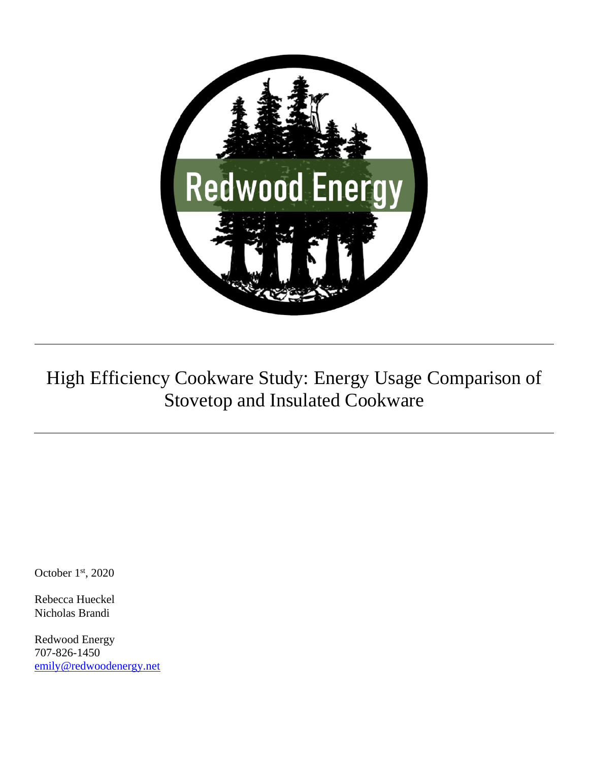Redwood Energy

# High Efficiency Cookware Study: Energy Usage Comparison of Stovetop and Insulated Cookware

October 1st, 2020

Rebecca Hueckel
Nicholas Brandi

Redwood Energy
707-826-1450
emily@redwoodenergy.net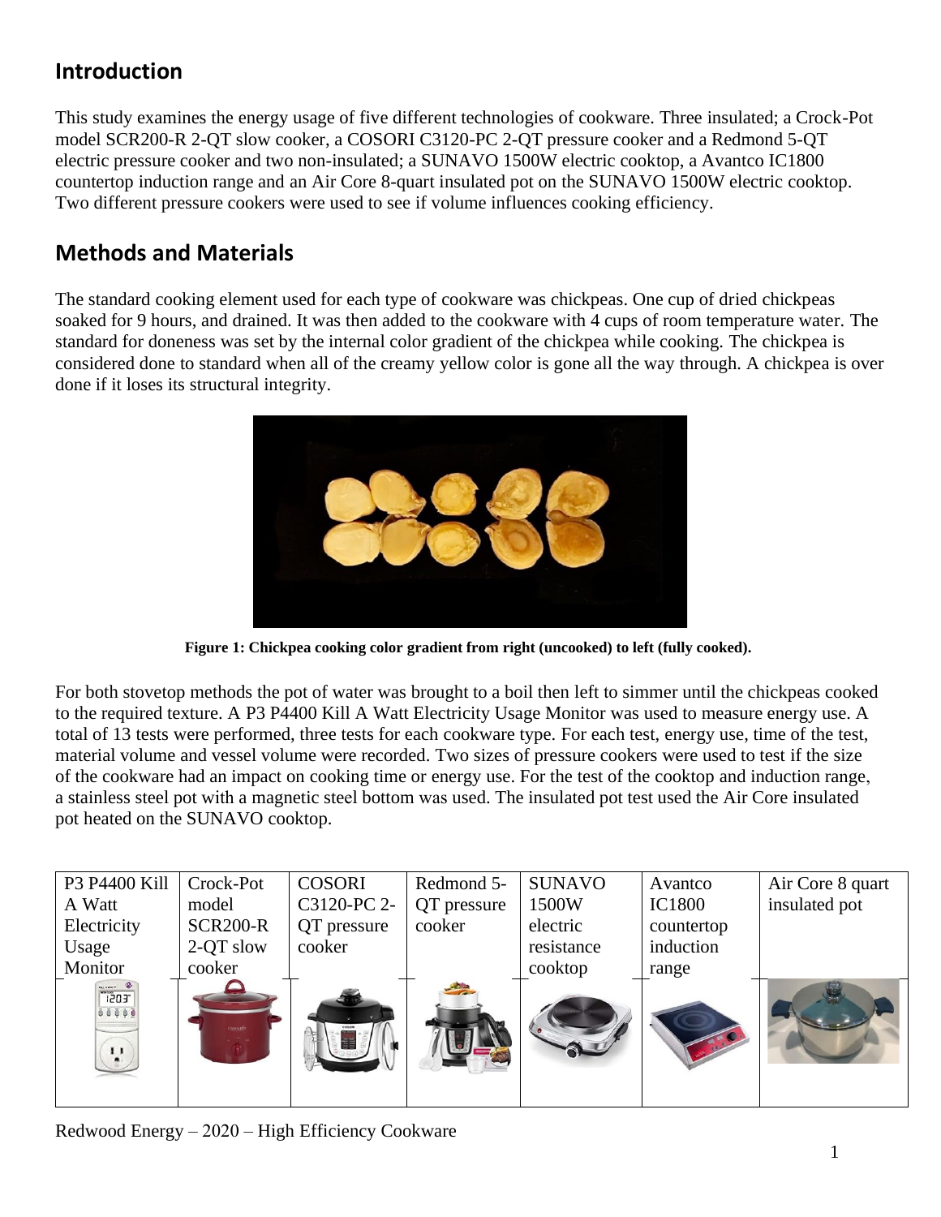## Introduction

This study examines the energy usage of five different technologies of cookware. Three insulated; a Crock-Pot model SCR200-R 2-QT slow cooker, a COSORI C3120-PC 2-QT pressure cooker and a Redmond 5-QT electric pressure cooker and two non-insulated; a SUNAVO 1500W electric cooktop, a Avantco IC1800 countertop induction range and an Air Core 8-quart insulated pot on the SUNAVO 1500W electric cooktop. Two different pressure cookers were used to see if volume influences cooking efficiency.

## Methods and Materials

The standard cooking element used for each type of cookware was chickpeas. One cup of dried chickpeas soaked for 9 hours, and drained. It was then added to the cookware with 4 cups of room temperature water. The standard for doneness was set by the internal color gradient of the chickpea while cooking. The chickpea is considered done to standard when all of the creamy yellow color is gone all the way through. A chickpea is over done if it loses its structural integrity.

**Figure 1: Chickpea cooking color gradient from right (uncooked) to left (fully cooked).**

For both stovetop methods the pot of water was brought to a boil then left to simmer until the chickpeas cooked to the required texture. A P3 P4400 Kill A Watt Electricity Usage Monitor was used to measure energy use. A total of 13 tests were performed, three tests for each cookware type. For each test, energy use, time of the test, material volume and vessel volume were recorded. Two sizes of pressure cookers were used to test if the size of the cookware had an impact on cooking time or energy use. For the test of the cooktop and induction range, a stainless steel pot with a magnetic steel bottom was used. The insulated pot test used the Air Core insulated pot heated on the SUNAVO cooktop.

| P3 P4400 Kill A Watt Electricity Usage Monitor | Crock-Pot model SCR200-R 2-QT slow cooker | COSORI C3120-PC 2-QT pressure cooker | Redmond 5-QT pressure cooker | SUNAVO 1500W electric resistance cooktop | Avantco IC1800 countertop induction range | Air Core 8 quart insulated pot |
|---|---|---|---|---|---|---|
| | | | | | | |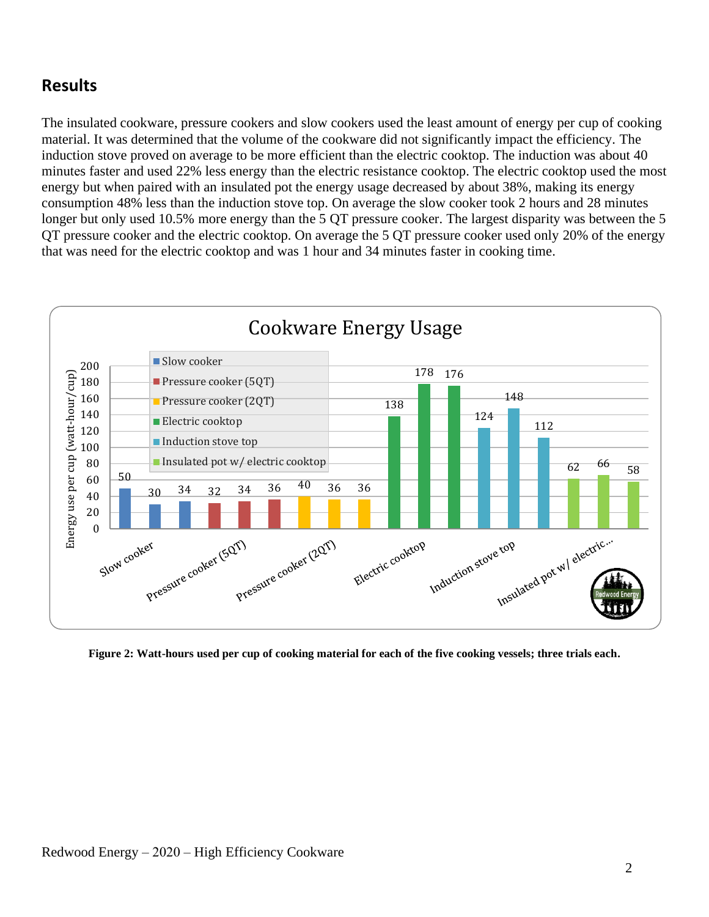## Results

The insulated cookware, pressure cookers and slow cookers used the least amount of energy per cup of cooking material. It was determined that the volume of the cookware did not significantly impact the efficiency. The induction stove proved on average to be more efficient than the electric cooktop. The induction was about 40 minutes faster and used 22% less energy than the electric resistance cooktop. The electric cooktop used the most energy but when paired with an insulated pot the energy usage decreased by about 38%, making its energy consumption 48% less than the induction stove top. On average the slow cooker took 2 hours and 28 minutes longer but only used 10.5% more energy than the 5 QT pressure cooker. The largest disparity was between the 5 QT pressure cooker and the electric cooktop. On average the 5 QT pressure cooker used only 20% of the energy that was need for the electric cooktop and was 1 hour and 34 minutes faster in cooking time.

**Figure 2: Watt-hours used per cup of cooking material for each of the five cooking vessels; three trials each.**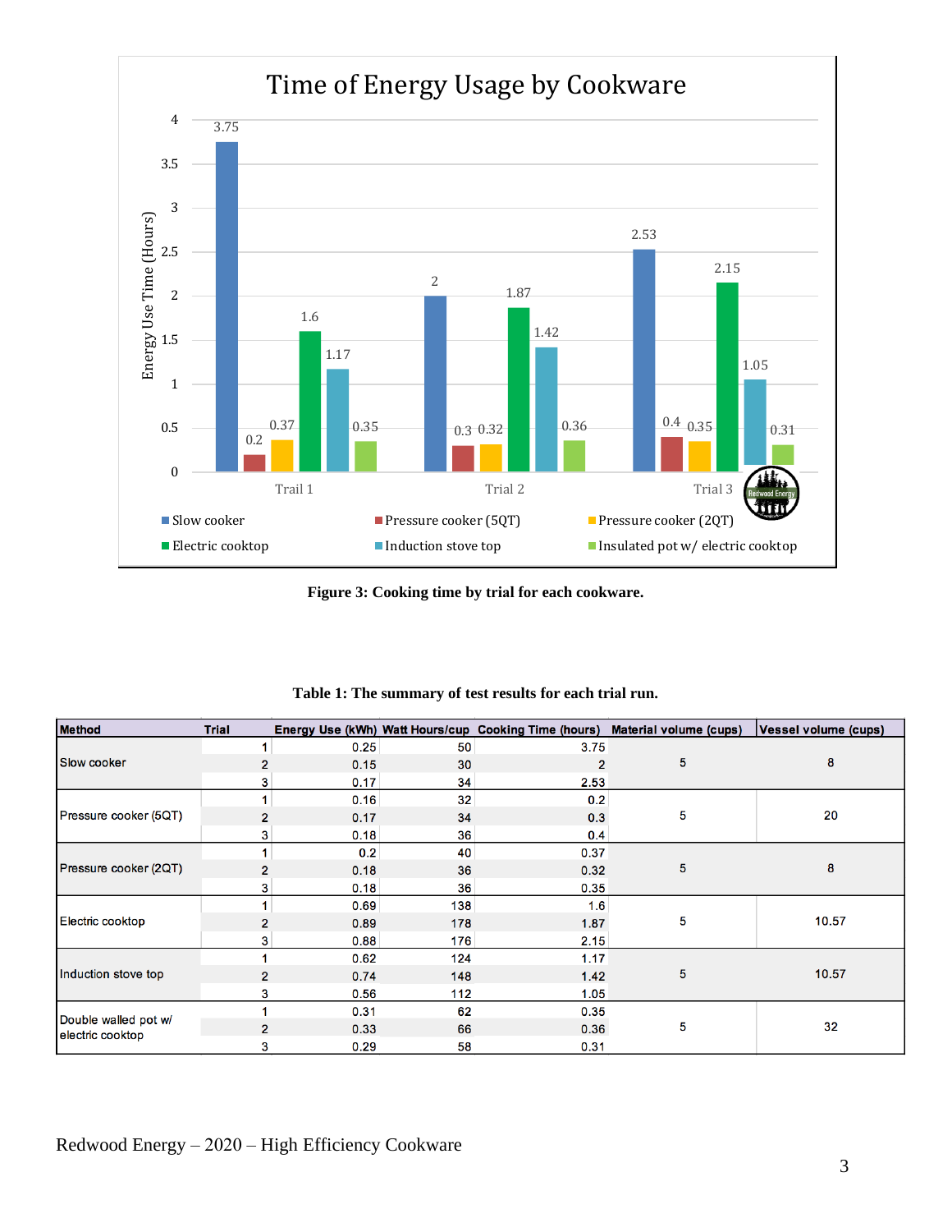**Figure 3: Cooking time by trial for each cookware.**

**Table 1: The summary of test results for each trial run.**

| Method | Trial | Energy Use (kWh) | Watt Hours/cup | Cooking Time (hours) | Material volume (cups) | Vessel volume (cups) |
|---|---|---|---|---|---|---|
| Slow cooker | 1 | 0.25 | 50 | 3.75 | 5 | 8 |
| | 2 | 0.15 | 30 | 2 | | |
| | 3 | 0.17 | 34 | 2.53 | | |
| Pressure cooker (5QT) | 1 | 0.16 | 32 | 0.2 | 5 | 20 |
| | 2 | 0.17 | 34 | 0.3 | | |
| | 3 | 0.18 | 36 | 0.4 | | |
| Pressure cooker (2QT) | 1 | 0.2 | 40 | 0.37 | 5 | 8 |
| | 2 | 0.18 | 36 | 0.32 | | |
| | 3 | 0.18 | 36 | 0.35 | | |
| Electric cooktop | 1 | 0.69 | 138 | 1.6 | 5 | 10.57 |
| | 2 | 0.89 | 178 | 1.87 | | |
| | 3 | 0.88 | 176 | 2.15 | | |
| Induction stove top | 1 | 0.62 | 124 | 1.17 | 5 | 10.57 |
| | 2 | 0.74 | 148 | 1.42 | | |
| | 3 | 0.56 | 112 | 1.05 | | |
| Double walled pot w/ electric cooktop | 1 | 0.31 | 62 | 0.35 | 5 | 32 |
| | 2 | 0.33 | 66 | 0.36 | | |
| | 3 | 0.29 | 58 | 0.31 | | |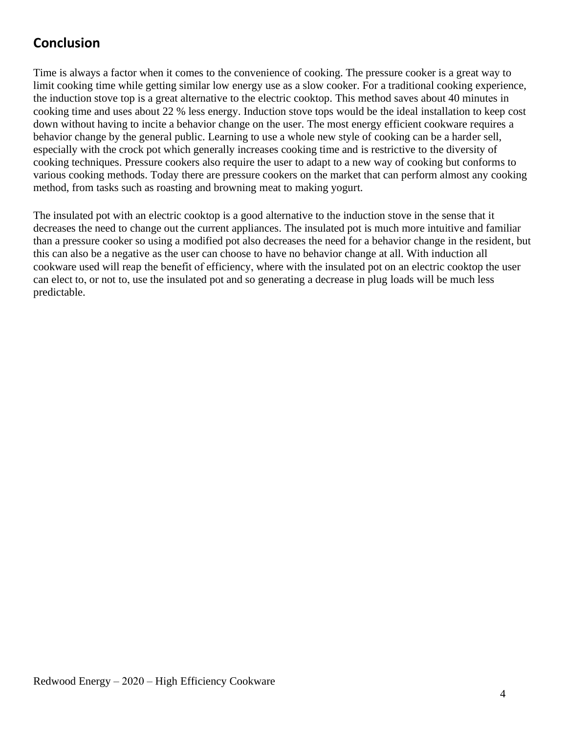## Conclusion

Time is always a factor when it comes to the convenience of cooking. The pressure cooker is a great way to limit cooking time while getting similar low energy use as a slow cooker. For a traditional cooking experience, the induction stove top is a great alternative to the electric cooktop. This method saves about 40 minutes in cooking time and uses about 22 % less energy. Induction stove tops would be the ideal installation to keep cost down without having to incite a behavior change on the user. The most energy efficient cookware requires a behavior change by the general public. Learning to use a whole new style of cooking can be a harder sell, especially with the crock pot which generally increases cooking time and is restrictive to the diversity of cooking techniques. Pressure cookers also require the user to adapt to a new way of cooking but conforms to various cooking methods. Today there are pressure cookers on the market that can perform almost any cooking method, from tasks such as roasting and browning meat to making yogurt.

The insulated pot with an electric cooktop is a good alternative to the induction stove in the sense that it decreases the need to change out the current appliances. The insulated pot is much more intuitive and familiar than a pressure cooker so using a modified pot also decreases the need for a behavior change in the resident, but this can also be a negative as the user can choose to have no behavior change at all. With induction all cookware used will reap the benefit of efficiency, where with the insulated pot on an electric cooktop the user can elect to, or not to, use the insulated pot and so generating a decrease in plug loads will be much less predictable.